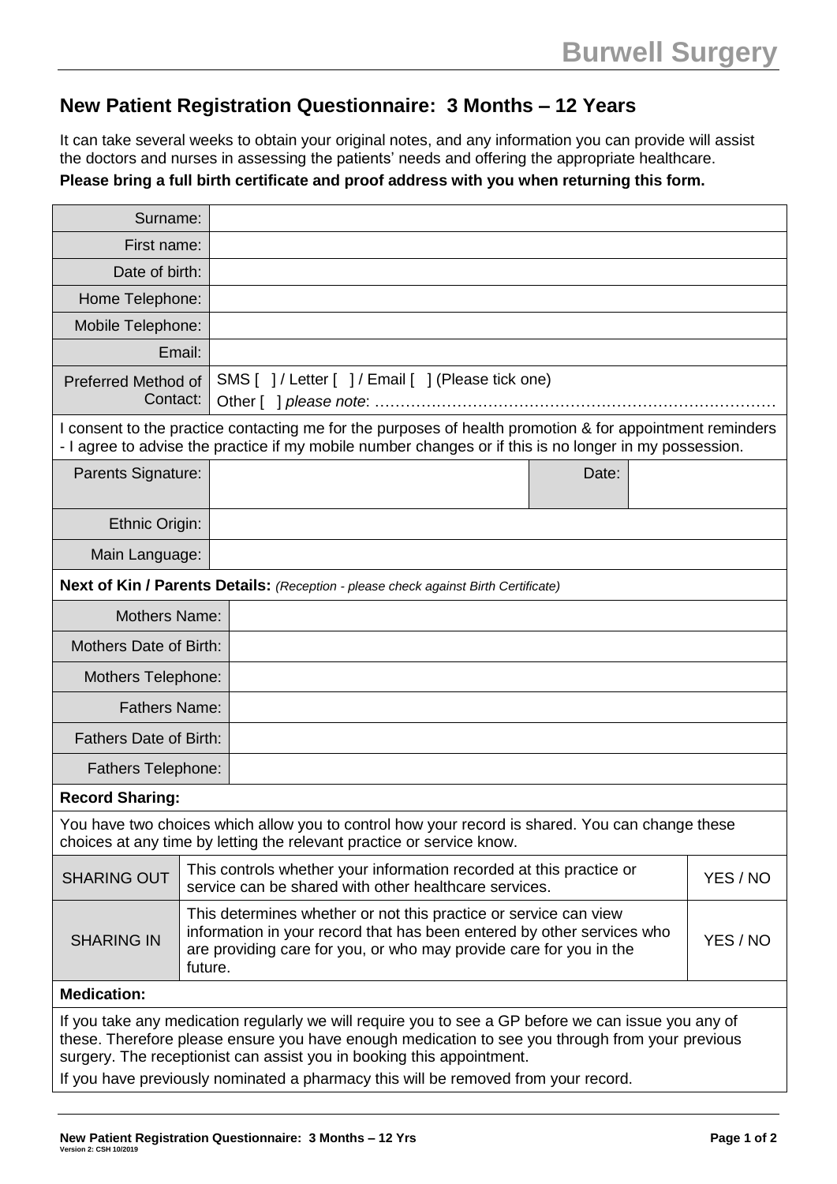Burwell Surgery

## New Patient Registration Questionnaire: 3 Months – 12 Years

It can take several weeks to obtain your original notes, and any information you can provide will assist the doctors and nurses in assessing the patients' needs and offering the appropriate healthcare.

**Please bring a full birth certificate and proof address with you when returning this form.**

| | |
|---|---|
| Surname: | |
| First name: | |
| Date of birth: | |
| Home Telephone: | |
| Mobile Telephone: | |
| Email: | |
| Preferred Method of Contact: | SMS [ ] / Letter [ ] / Email [ ] (Please tick one) Other [ ] *please note*: ………………………………………………………………… |

I consent to the practice contacting me for the purposes of health promotion & for appointment reminders - I agree to advise the practice if my mobile number changes or if this is no longer in my possession.

| | | | |
|---|---|---|---|
| Parents Signature: | | Date: | |
| Ethnic Origin: | | | |
| Main Language: | | | |

**Next of Kin / Parents Details:** *(Reception - please check against Birth Certificate)*

| | |
|---|---|
| Mothers Name: | |
| Mothers Date of Birth: | |
| Mothers Telephone: | |
| Fathers Name: | |
| Fathers Date of Birth: | |
| Fathers Telephone: | |

**Record Sharing:**

You have two choices which allow you to control how your record is shared. You can change these choices at any time by letting the relevant practice or service know.

| | | |
|---|---|---|
| SHARING OUT | This controls whether your information recorded at this practice or service can be shared with other healthcare services. | YES / NO |
| SHARING IN | This determines whether or not this practice or service can view information in your record that has been entered by other services who are providing care for you, or who may provide care for you in the future. | YES / NO |

**Medication:**

If you take any medication regularly we will require you to see a GP before we can issue you any of these. Therefore please ensure you have enough medication to see you through from your previous surgery. The receptionist can assist you in booking this appointment.

If you have previously nominated a pharmacy this will be removed from your record.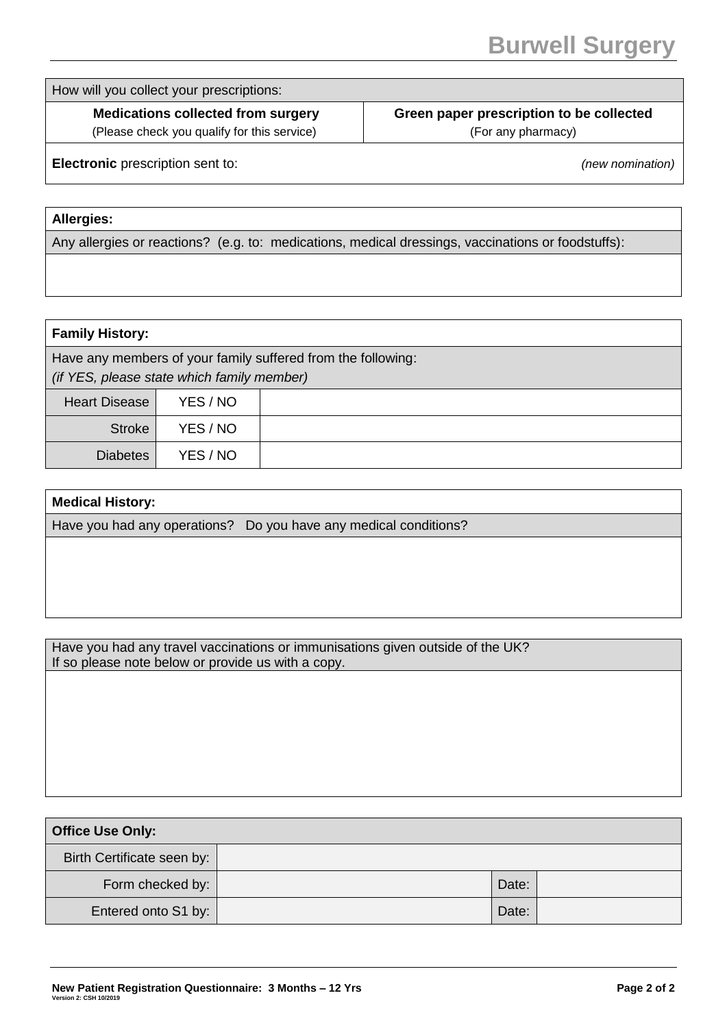# Burwell Surgery

| How will you collect your prescriptions: | |
|---|---|
| **Medications collected from surgery** (Please check you qualify for this service) | **Green paper prescription to be collected** (For any pharmacy) |
| **Electronic** prescription sent to: | *(new nomination)* |

| **Allergies:** |
|---|
| Any allergies or reactions? (e.g. to: medications, medical dressings, vaccinations or foodstuffs): |
| |

| **Family History:** | | |
|---|---|---|
| Have any members of your family suffered from the following: *(if YES, please state which family member)* | | |
| Heart Disease | YES / NO | |
| Stroke | YES / NO | |
| Diabetes | YES / NO | |

| **Medical History:** |
|---|
| Have you had any operations? Do you have any medical conditions? |
| |

| Have you had any travel vaccinations or immunisations given outside of the UK? If so please note below or provide us with a copy. |
|---|
| |

| **Office Use Only:** | | | |
|---|---|---|---|
| Birth Certificate seen by: | | | |
| Form checked by: | | Date: | |
| Entered onto S1 by: | | Date: | |

**New Patient Registration Questionnaire: 3 Months – 12 Yrs**
Version 2: CSH 10/2019